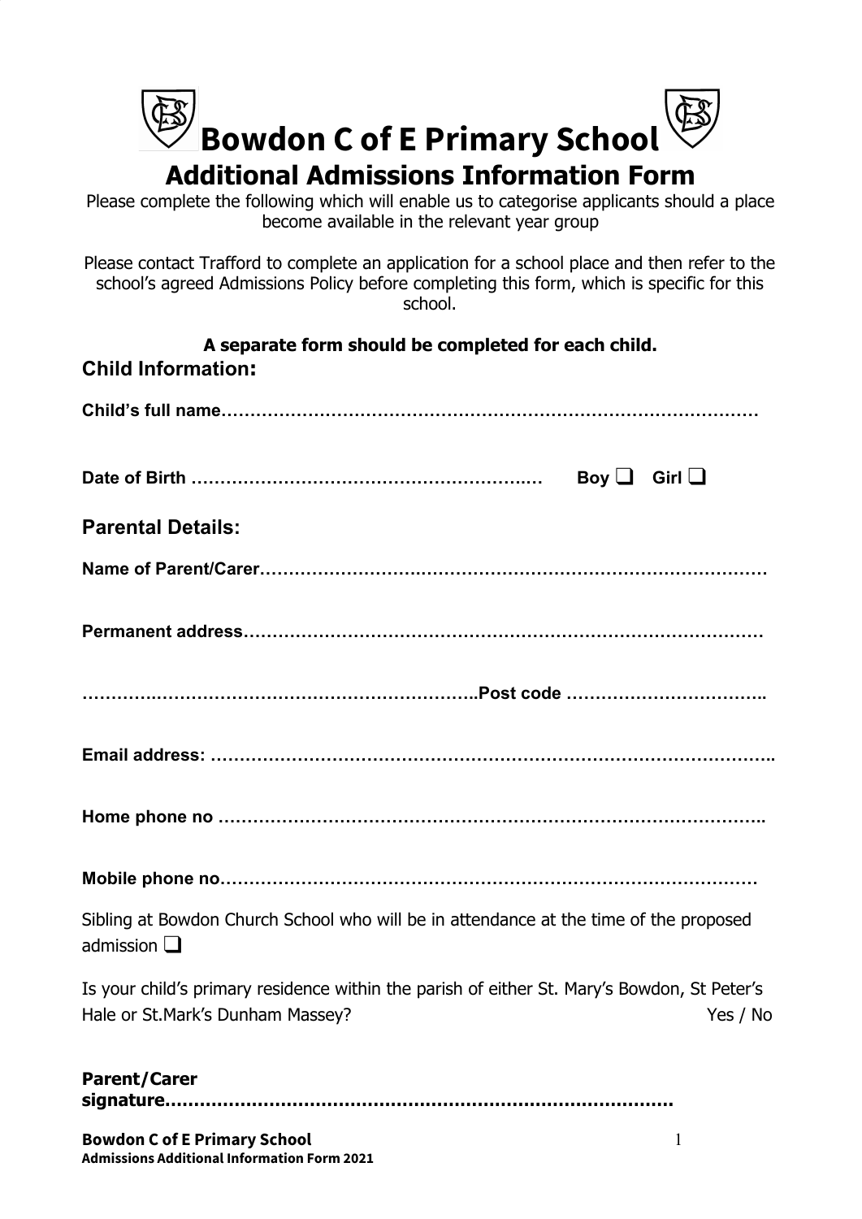# Bowdon C of E Primary School

## Additional Admissions Information Form

Please complete the following which will enable us to categorise applicants should a place become available in the relevant year group

Please contact Trafford to complete an application for a school place and then refer to the school's agreed Admissions Policy before completing this form, which is specific for this school.

**A separate form should be completed for each child.**

### Child Information:

**Child's full name**……………………………………………………………………………………

**Date of Birth** ……………………………………………………… **Boy** ❑ **Girl** ❑

### Parental Details:

**Name of Parent/Carer**……………………………………………………………………………

**Permanent address**………………………………………………………………………………

……………………………………………………………..**Post code** ……………………………..

**Email address:** ……………………………………………………………………………………..

**Home phone no** ……………………………………………………………………………………..

**Mobile phone no**……………………………………………………………………………………

Sibling at Bowdon Church School who will be in attendance at the time of the proposed admission ❑

Is your child's primary residence within the parish of either St. Mary's Bowdon, St Peter's Hale or St.Mark's Dunham Massey? Yes / No

**Parent/Carer signature**……………………………………………………………………….

**Bowdon C of E Primary School**
**Admissions Additional Information Form 2021**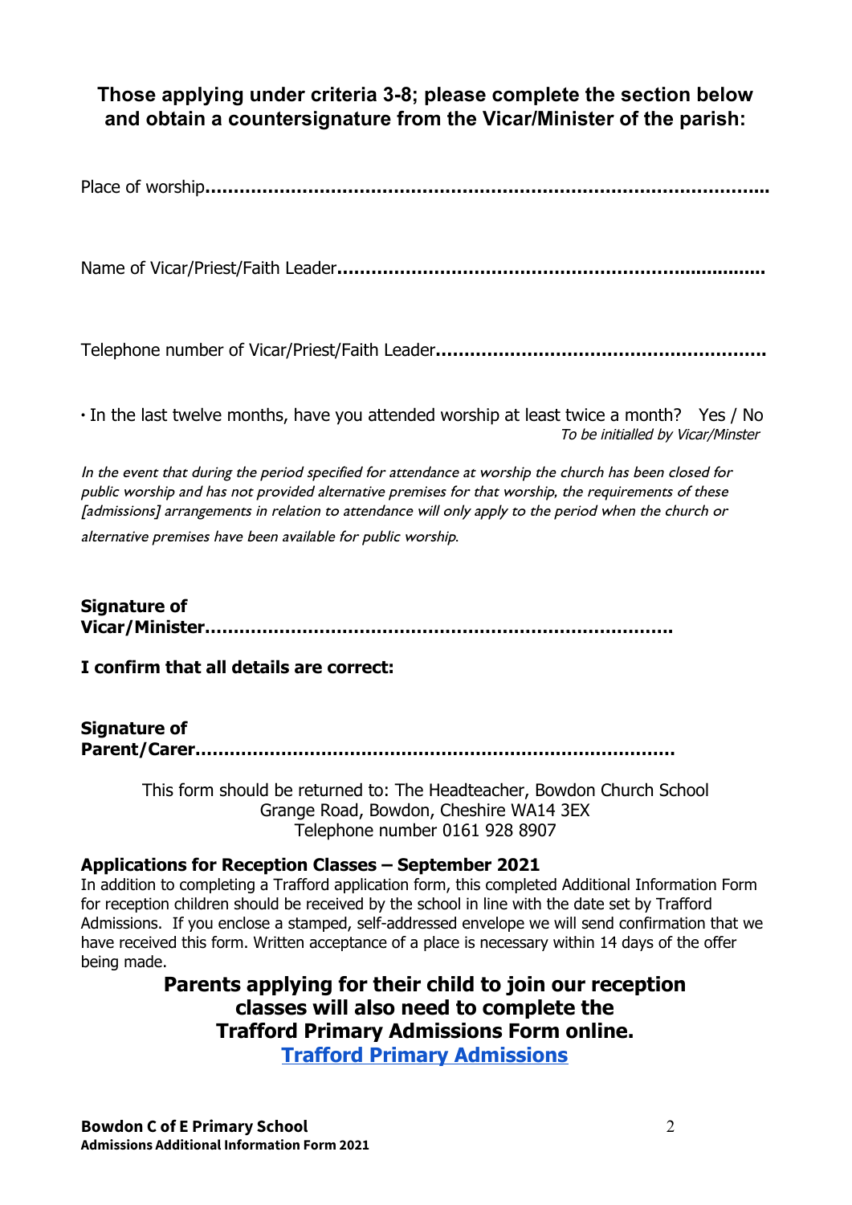## Those applying under criteria 3-8; please complete the section below and obtain a countersignature from the Vicar/Minister of the parish:

Place of worship.............................................................................................

Name of Vicar/Priest/Faith Leader.........................................................................

Telephone number of Vicar/Priest/Faith Leader........................................................

• In the last twelve months, have you attended worship at least twice a month? Yes / No
*To be initialled by Vicar/Minster*

*In the event that during the period specified for attendance at worship the church has been closed for public worship and has not provided alternative premises for that worship, the requirements of these [admissions] arrangements in relation to attendance will only apply to the period when the church or alternative premises have been available for public worship.*

**Signature of Vicar/Minister.................................................................................**

**I confirm that all details are correct:**

**Signature of Parent/Carer..................................................................................**

This form should be returned to: The Headteacher, Bowdon Church School
Grange Road, Bowdon, Cheshire WA14 3EX
Telephone number 0161 928 8907

**Applications for Reception Classes – September 2021**

In addition to completing a Trafford application form, this completed Additional Information Form for reception children should be received by the school in line with the date set by Trafford Admissions. If you enclose a stamped, self-addressed envelope we will send confirmation that we have received this form. Written acceptance of a place is necessary within 14 days of the offer being made.

**Parents applying for their child to join our reception classes will also need to complete the Trafford Primary Admissions Form online.**

**Trafford Primary Admissions**

**Bowdon C of E Primary School**
**Admissions Additional Information Form 2021**